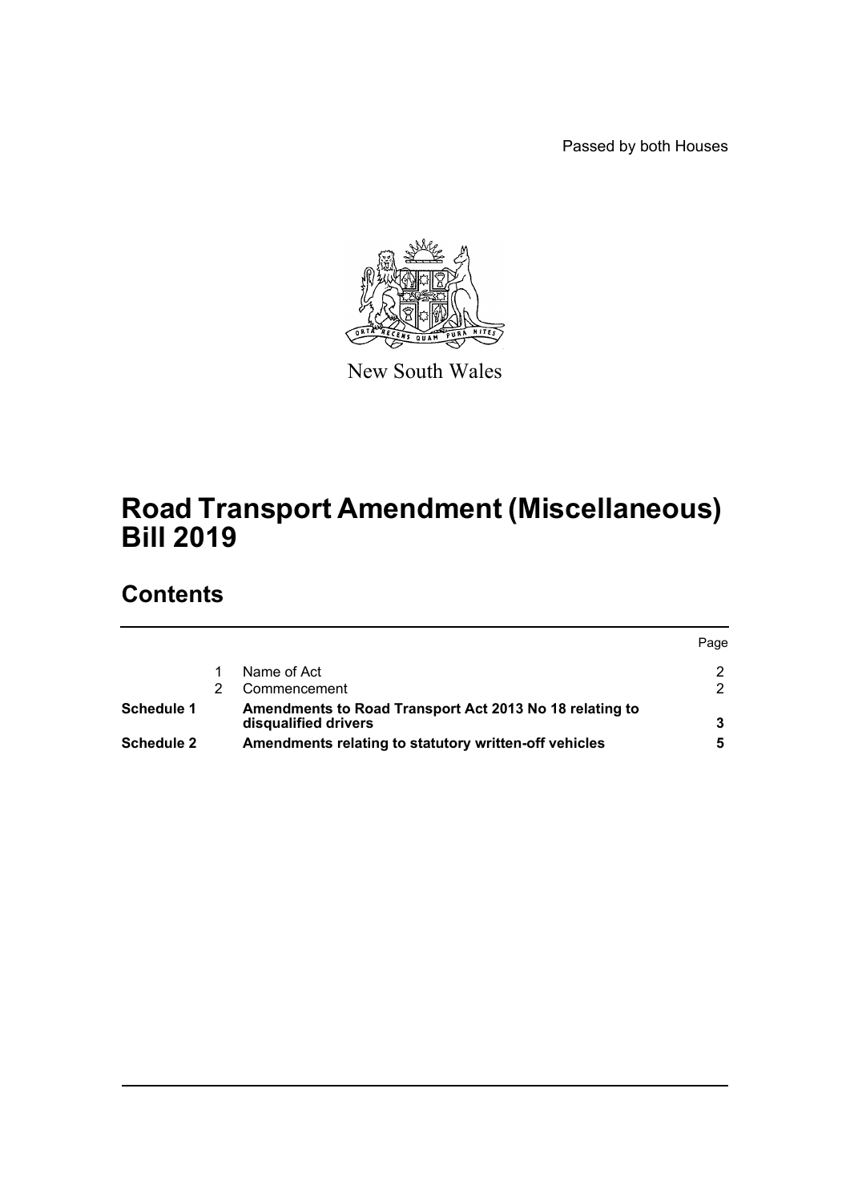Passed by both Houses

New South Wales

# Road Transport Amendment (Miscellaneous) Bill 2019

## Contents

| | | | Page |
|---|---|---|---|
| | 1 | Name of Act | 2 |
| | 2 | Commencement | 2 |
| **Schedule 1** | | **Amendments to Road Transport Act 2013 No 18 relating to disqualified drivers** | **3** |
| **Schedule 2** | | **Amendments relating to statutory written-off vehicles** | **5** |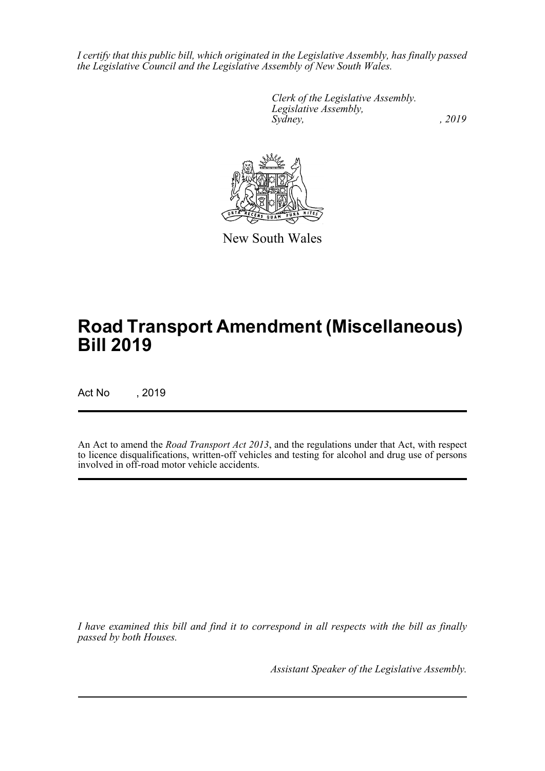*I certify that this public bill, which originated in the Legislative Assembly, has finally passed the Legislative Council and the Legislative Assembly of New South Wales.*

*Clerk of the Legislative Assembly.*
*Legislative Assembly,*
*Sydney, , 2019*

New South Wales

# Road Transport Amendment (Miscellaneous) Bill 2019

Act No , 2019

An Act to amend the *Road Transport Act 2013*, and the regulations under that Act, with respect to licence disqualifications, written-off vehicles and testing for alcohol and drug use of persons involved in off-road motor vehicle accidents.

*I have examined this bill and find it to correspond in all respects with the bill as finally passed by both Houses.*

*Assistant Speaker of the Legislative Assembly.*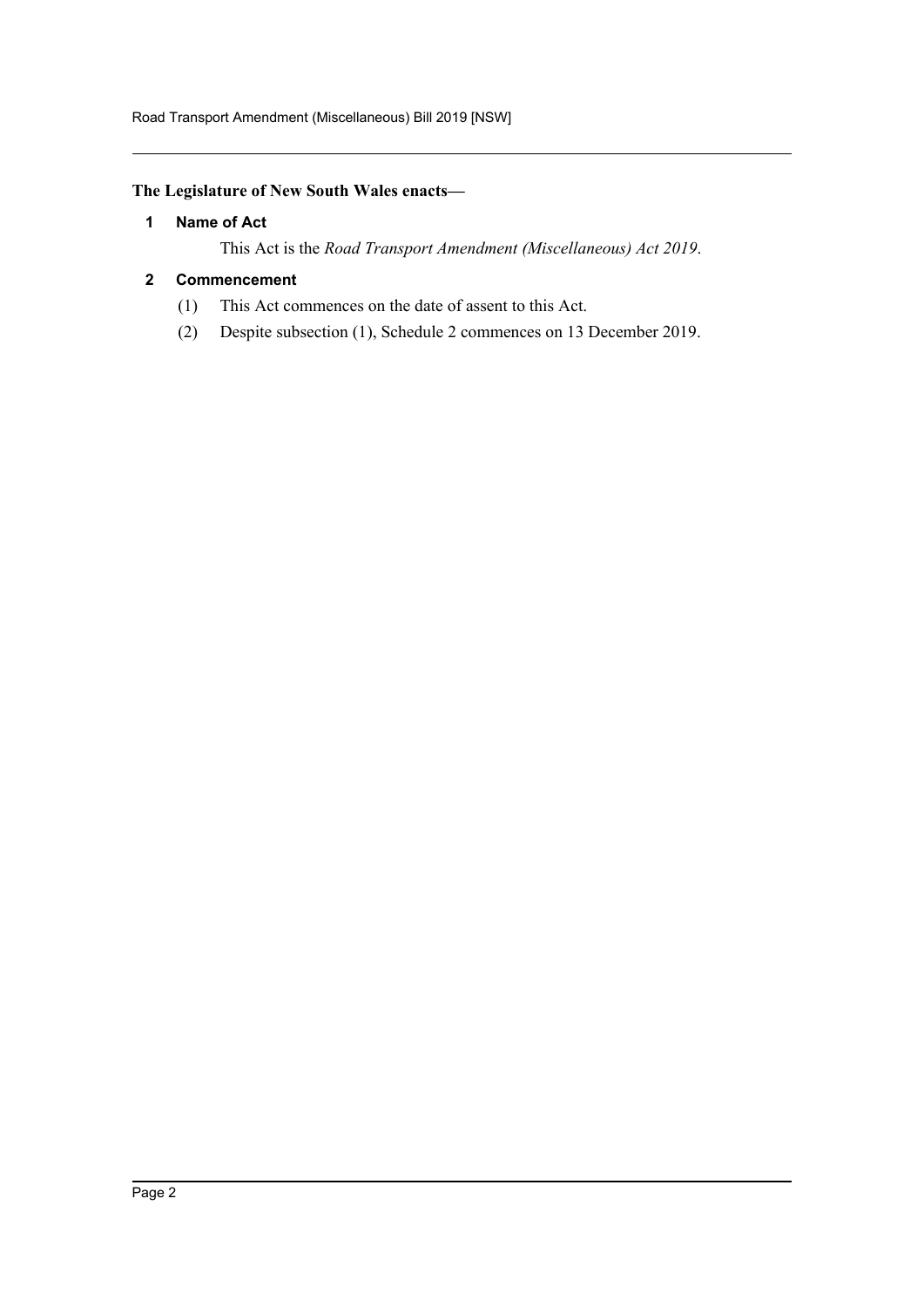**The Legislature of New South Wales enacts—**

### 1 Name of Act

This Act is the *Road Transport Amendment (Miscellaneous) Act 2019*.

### 2 Commencement

(1) This Act commences on the date of assent to this Act.

(2) Despite subsection (1), Schedule 2 commences on 13 December 2019.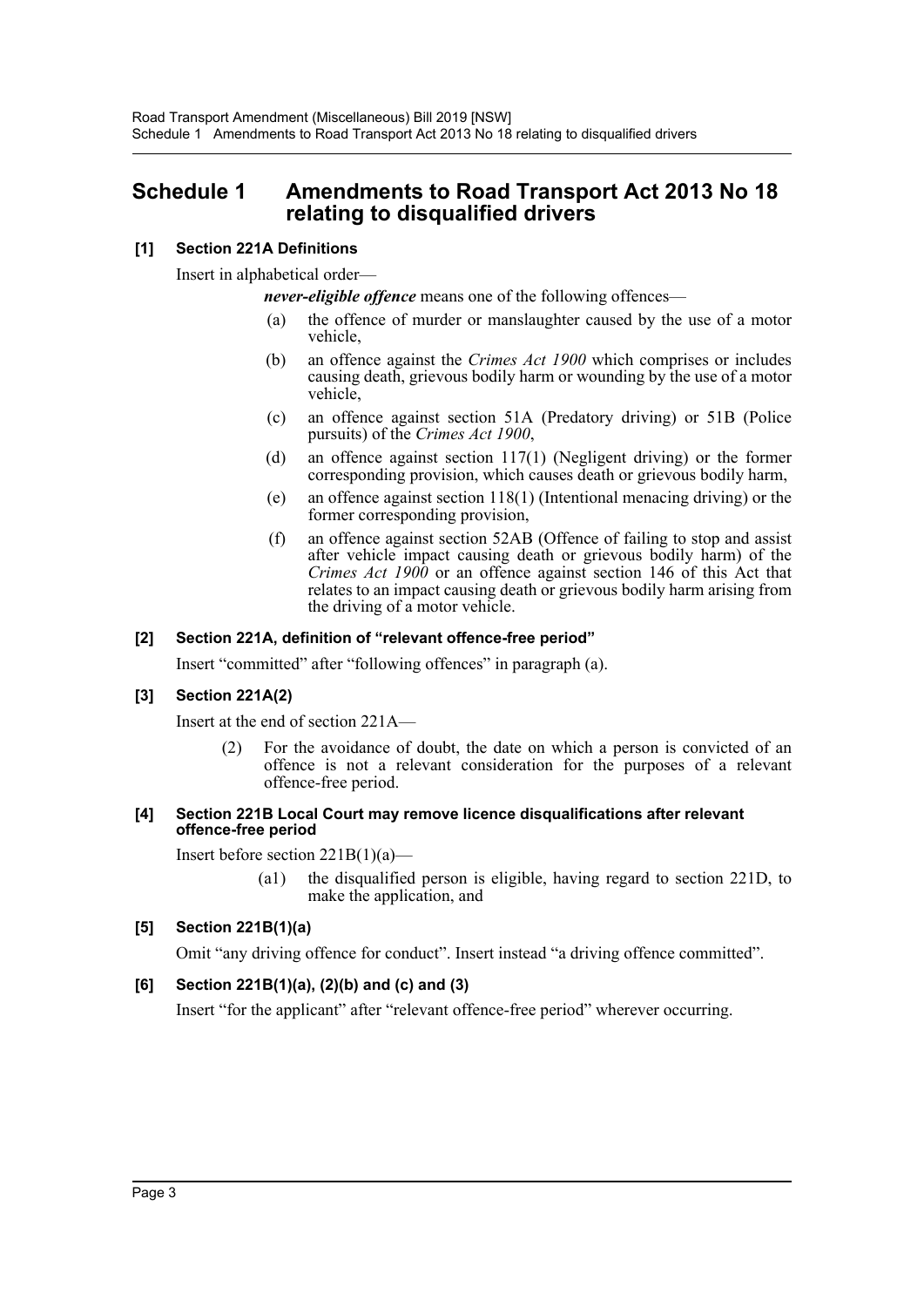# Schedule 1 Amendments to Road Transport Act 2013 No 18 relating to disqualified drivers

**[1] Section 221A Definitions**

Insert in alphabetical order—

***never-eligible offence*** means one of the following offences—

- (a) the offence of murder or manslaughter caused by the use of a motor vehicle,
- (b) an offence against the *Crimes Act 1900* which comprises or includes causing death, grievous bodily harm or wounding by the use of a motor vehicle,
- (c) an offence against section 51A (Predatory driving) or 51B (Police pursuits) of the *Crimes Act 1900*,
- (d) an offence against section 117(1) (Negligent driving) or the former corresponding provision, which causes death or grievous bodily harm,
- (e) an offence against section 118(1) (Intentional menacing driving) or the former corresponding provision,
- (f) an offence against section 52AB (Offence of failing to stop and assist after vehicle impact causing death or grievous bodily harm) of the *Crimes Act 1900* or an offence against section 146 of this Act that relates to an impact causing death or grievous bodily harm arising from the driving of a motor vehicle.

**[2] Section 221A, definition of "relevant offence-free period"**

Insert "committed" after "following offences" in paragraph (a).

**[3] Section 221A(2)**

Insert at the end of section 221A—

(2) For the avoidance of doubt, the date on which a person is convicted of an offence is not a relevant consideration for the purposes of a relevant offence-free period.

**[4] Section 221B Local Court may remove licence disqualifications after relevant offence-free period**

Insert before section 221B(1)(a)—

(a1) the disqualified person is eligible, having regard to section 221D, to make the application, and

**[5] Section 221B(1)(a)**

Omit "any driving offence for conduct". Insert instead "a driving offence committed".

**[6] Section 221B(1)(a), (2)(b) and (c) and (3)**

Insert "for the applicant" after "relevant offence-free period" wherever occurring.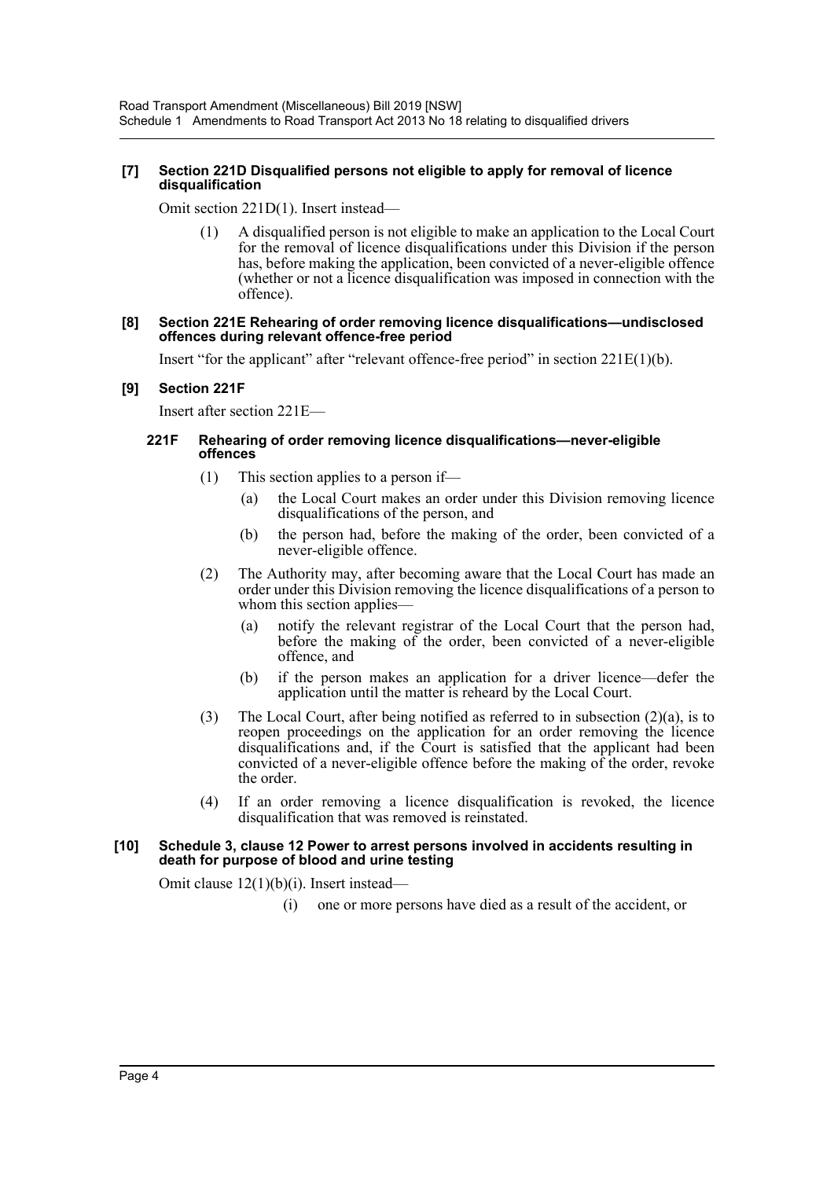**[7] Section 221D Disqualified persons not eligible to apply for removal of licence disqualification**

Omit section 221D(1). Insert instead—

> (1) A disqualified person is not eligible to make an application to the Local Court for the removal of licence disqualifications under this Division if the person has, before making the application, been convicted of a never-eligible offence (whether or not a licence disqualification was imposed in connection with the offence).

**[8] Section 221E Rehearing of order removing licence disqualifications—undisclosed offences during relevant offence-free period**

Insert "for the applicant" after "relevant offence-free period" in section 221E(1)(b).

**[9] Section 221F**

Insert after section 221E—

> **221F Rehearing of order removing licence disqualifications—never-eligible offences**
>
> (1) This section applies to a person if—
>
> (a) the Local Court makes an order under this Division removing licence disqualifications of the person, and
>
> (b) the person had, before the making of the order, been convicted of a never-eligible offence.
>
> (2) The Authority may, after becoming aware that the Local Court has made an order under this Division removing the licence disqualifications of a person to whom this section applies—
>
> (a) notify the relevant registrar of the Local Court that the person had, before the making of the order, been convicted of a never-eligible offence, and
>
> (b) if the person makes an application for a driver licence—defer the application until the matter is reheard by the Local Court.
>
> (3) The Local Court, after being notified as referred to in subsection (2)(a), is to reopen proceedings on the application for an order removing the licence disqualifications and, if the Court is satisfied that the applicant had been convicted of a never-eligible offence before the making of the order, revoke the order.
>
> (4) If an order removing a licence disqualification is revoked, the licence disqualification that was removed is reinstated.

**[10] Schedule 3, clause 12 Power to arrest persons involved in accidents resulting in death for purpose of blood and urine testing**

Omit clause 12(1)(b)(i). Insert instead—

> (i) one or more persons have died as a result of the accident, or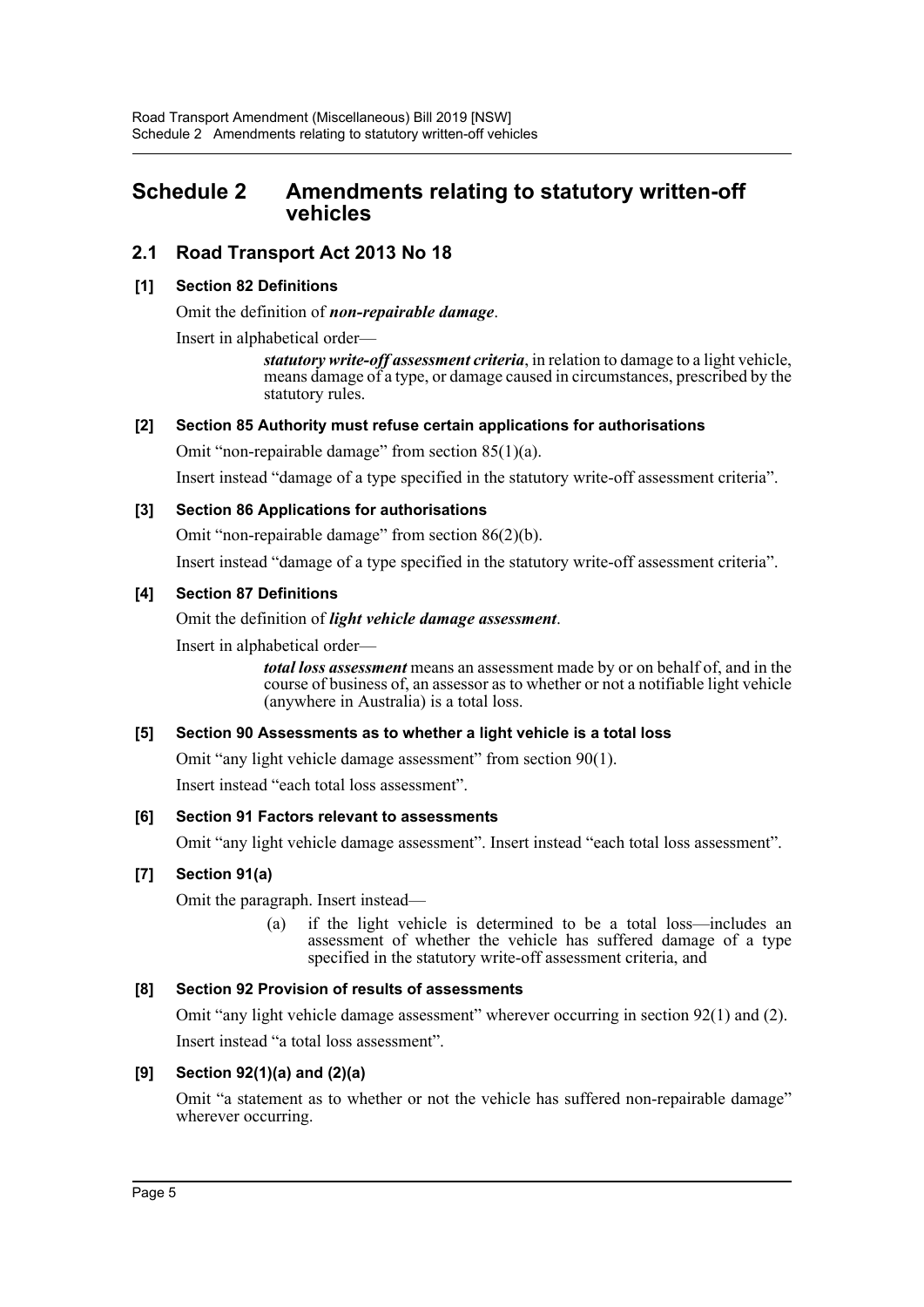# Schedule 2 Amendments relating to statutory written-off vehicles

## 2.1 Road Transport Act 2013 No 18

### [1] Section 82 Definitions

Omit the definition of ***non-repairable damage***.

Insert in alphabetical order—

> ***statutory write-off assessment criteria***, in relation to damage to a light vehicle, means damage of a type, or damage caused in circumstances, prescribed by the statutory rules.

### [2] Section 85 Authority must refuse certain applications for authorisations

Omit "non-repairable damage" from section 85(1)(a).

Insert instead "damage of a type specified in the statutory write-off assessment criteria".

### [3] Section 86 Applications for authorisations

Omit "non-repairable damage" from section 86(2)(b).

Insert instead "damage of a type specified in the statutory write-off assessment criteria".

### [4] Section 87 Definitions

Omit the definition of ***light vehicle damage assessment***.

Insert in alphabetical order—

> ***total loss assessment*** means an assessment made by or on behalf of, and in the course of business of, an assessor as to whether or not a notifiable light vehicle (anywhere in Australia) is a total loss.

### [5] Section 90 Assessments as to whether a light vehicle is a total loss

Omit "any light vehicle damage assessment" from section 90(1).

Insert instead "each total loss assessment".

### [6] Section 91 Factors relevant to assessments

Omit "any light vehicle damage assessment". Insert instead "each total loss assessment".

### [7] Section 91(a)

Omit the paragraph. Insert instead—

> (a) if the light vehicle is determined to be a total loss—includes an assessment of whether the vehicle has suffered damage of a type specified in the statutory write-off assessment criteria, and

### [8] Section 92 Provision of results of assessments

Omit "any light vehicle damage assessment" wherever occurring in section 92(1) and (2).

Insert instead "a total loss assessment".

### [9] Section 92(1)(a) and (2)(a)

Omit "a statement as to whether or not the vehicle has suffered non-repairable damage" wherever occurring.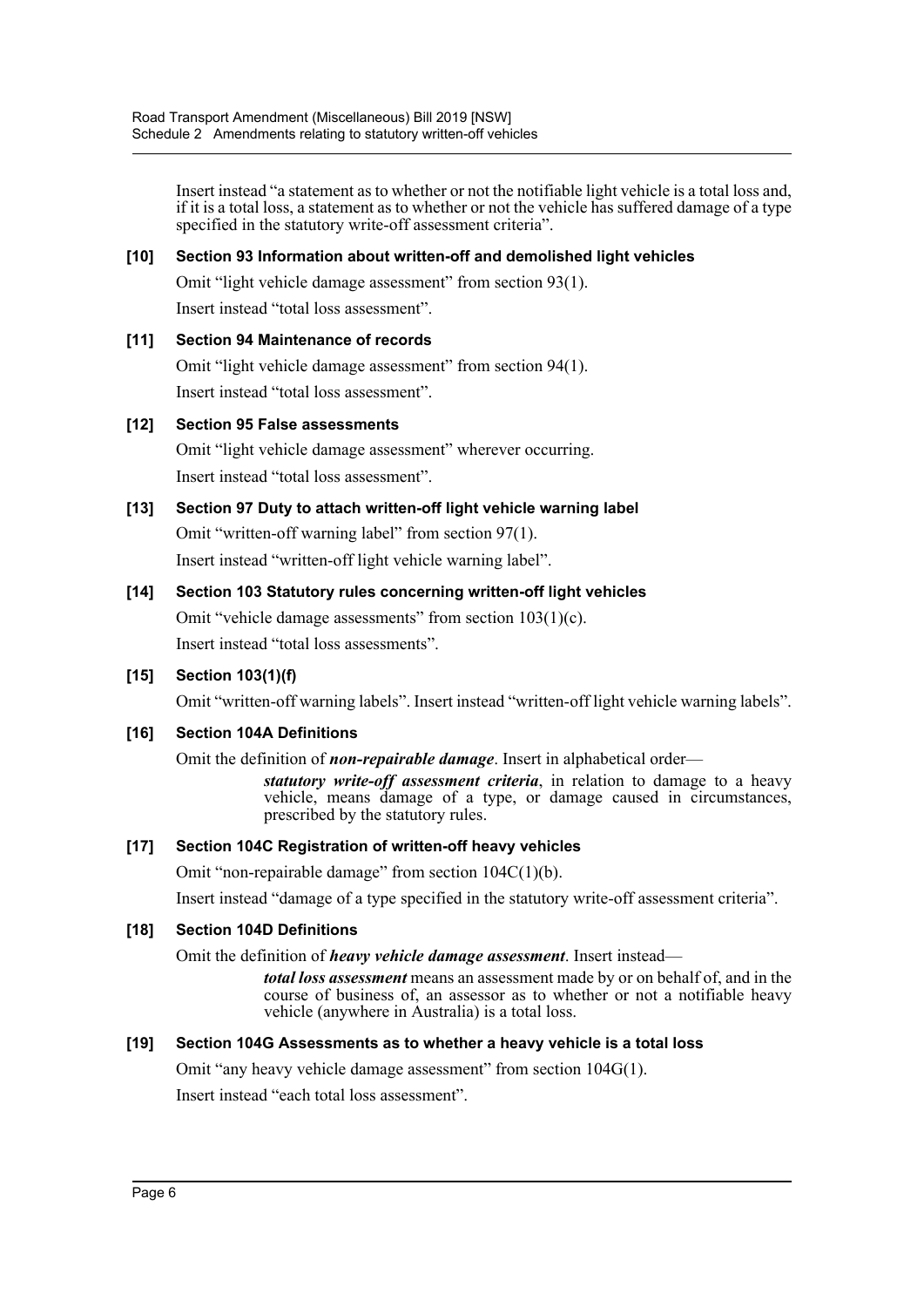Insert instead "a statement as to whether or not the notifiable light vehicle is a total loss and, if it is a total loss, a statement as to whether or not the vehicle has suffered damage of a type specified in the statutory write-off assessment criteria".

**[10] Section 93 Information about written-off and demolished light vehicles**

Omit "light vehicle damage assessment" from section 93(1).

Insert instead "total loss assessment".

**[11] Section 94 Maintenance of records**

Omit "light vehicle damage assessment" from section 94(1).

Insert instead "total loss assessment".

**[12] Section 95 False assessments**

Omit "light vehicle damage assessment" wherever occurring.

Insert instead "total loss assessment".

**[13] Section 97 Duty to attach written-off light vehicle warning label**

Omit "written-off warning label" from section 97(1).

Insert instead "written-off light vehicle warning label".

**[14] Section 103 Statutory rules concerning written-off light vehicles**

Omit "vehicle damage assessments" from section 103(1)(c).

Insert instead "total loss assessments".

**[15] Section 103(1)(f)**

Omit "written-off warning labels". Insert instead "written-off light vehicle warning labels".

**[16] Section 104A Definitions**

Omit the definition of ***non-repairable damage***. Insert in alphabetical order—

> ***statutory write-off assessment criteria***, in relation to damage to a heavy vehicle, means damage of a type, or damage caused in circumstances, prescribed by the statutory rules.

**[17] Section 104C Registration of written-off heavy vehicles**

Omit "non-repairable damage" from section 104C(1)(b).

Insert instead "damage of a type specified in the statutory write-off assessment criteria".

**[18] Section 104D Definitions**

Omit the definition of ***heavy vehicle damage assessment***. Insert instead—

> ***total loss assessment*** means an assessment made by or on behalf of, and in the course of business of, an assessor as to whether or not a notifiable heavy vehicle (anywhere in Australia) is a total loss.

**[19] Section 104G Assessments as to whether a heavy vehicle is a total loss**

Omit "any heavy vehicle damage assessment" from section 104G(1).

Insert instead "each total loss assessment".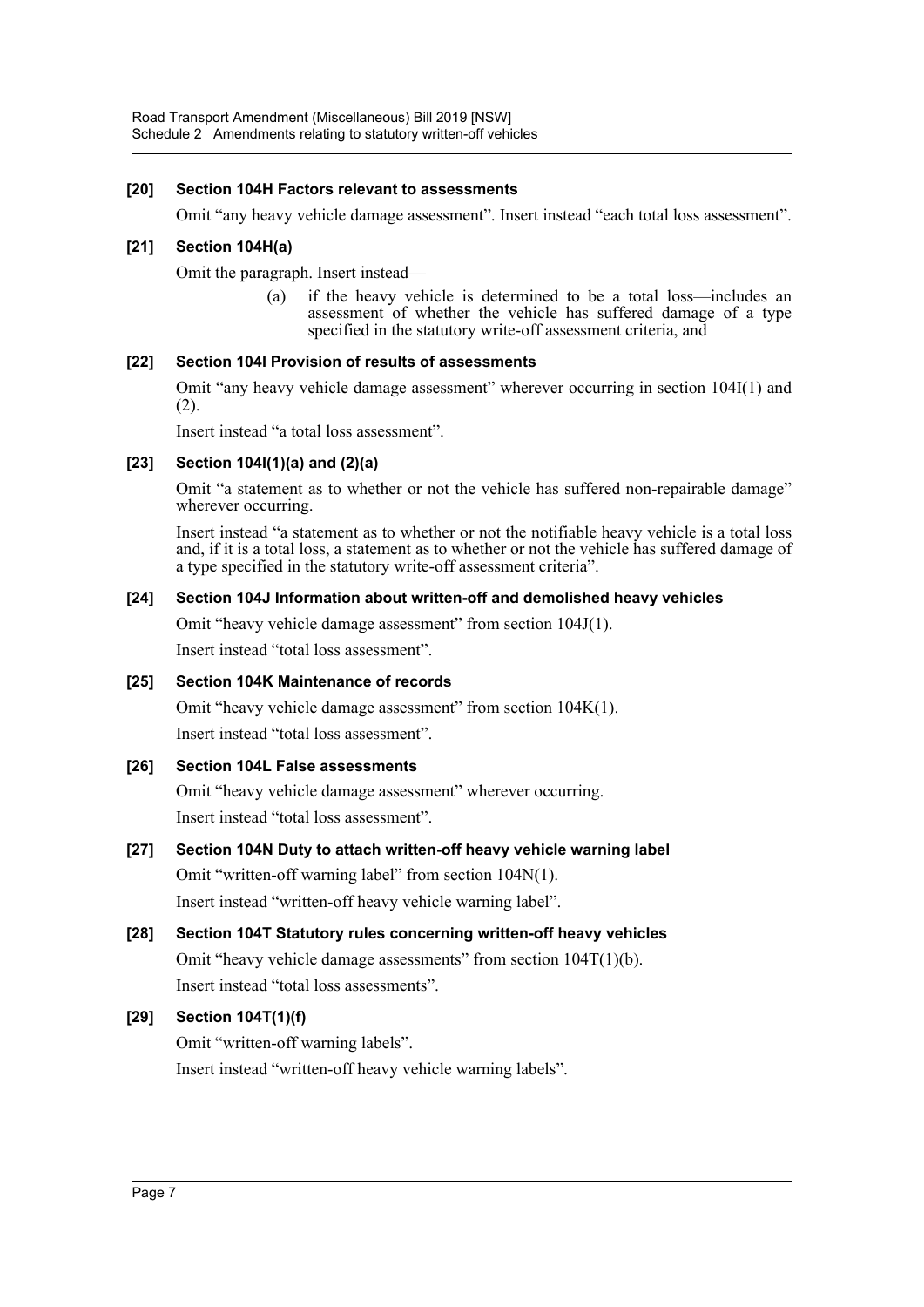**[20] Section 104H Factors relevant to assessments**

Omit "any heavy vehicle damage assessment". Insert instead "each total loss assessment".

**[21] Section 104H(a)**

Omit the paragraph. Insert instead—

(a) if the heavy vehicle is determined to be a total loss—includes an assessment of whether the vehicle has suffered damage of a type specified in the statutory write-off assessment criteria, and

**[22] Section 104I Provision of results of assessments**

Omit "any heavy vehicle damage assessment" wherever occurring in section 104I(1) and (2).

Insert instead "a total loss assessment".

**[23] Section 104I(1)(a) and (2)(a)**

Omit "a statement as to whether or not the vehicle has suffered non-repairable damage" wherever occurring.

Insert instead "a statement as to whether or not the notifiable heavy vehicle is a total loss and, if it is a total loss, a statement as to whether or not the vehicle has suffered damage of a type specified in the statutory write-off assessment criteria".

**[24] Section 104J Information about written-off and demolished heavy vehicles**

Omit "heavy vehicle damage assessment" from section 104J(1).

Insert instead "total loss assessment".

**[25] Section 104K Maintenance of records**

Omit "heavy vehicle damage assessment" from section 104K(1).

Insert instead "total loss assessment".

**[26] Section 104L False assessments**

Omit "heavy vehicle damage assessment" wherever occurring.

Insert instead "total loss assessment".

**[27] Section 104N Duty to attach written-off heavy vehicle warning label**

Omit "written-off warning label" from section 104N(1).

Insert instead "written-off heavy vehicle warning label".

**[28] Section 104T Statutory rules concerning written-off heavy vehicles**

Omit "heavy vehicle damage assessments" from section 104T(1)(b).

Insert instead "total loss assessments".

**[29] Section 104T(1)(f)**

Omit "written-off warning labels".

Insert instead "written-off heavy vehicle warning labels".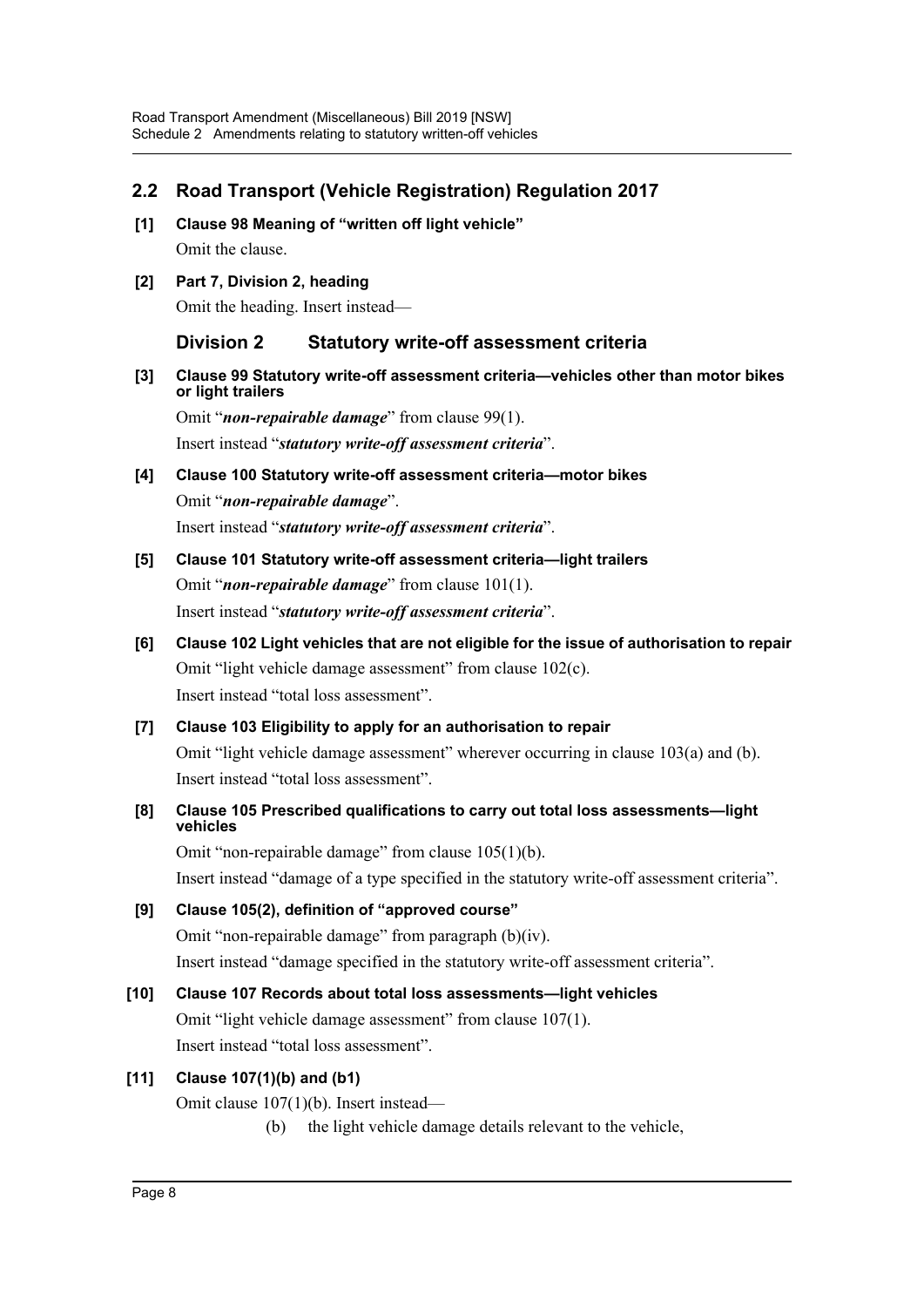## 2.2 Road Transport (Vehicle Registration) Regulation 2017

**[1] Clause 98 Meaning of "written off light vehicle"**

Omit the clause.

**[2] Part 7, Division 2, heading**

Omit the heading. Insert instead—

### Division 2 Statutory write-off assessment criteria

**[3] Clause 99 Statutory write-off assessment criteria—vehicles other than motor bikes or light trailers**

Omit "***non-repairable damage***" from clause 99(1).

Insert instead "***statutory write-off assessment criteria***".

**[4] Clause 100 Statutory write-off assessment criteria—motor bikes**

Omit "***non-repairable damage***".

Insert instead "***statutory write-off assessment criteria***".

**[5] Clause 101 Statutory write-off assessment criteria—light trailers**

Omit "***non-repairable damage***" from clause 101(1).

Insert instead "***statutory write-off assessment criteria***".

**[6] Clause 102 Light vehicles that are not eligible for the issue of authorisation to repair**

Omit "light vehicle damage assessment" from clause 102(c).

Insert instead "total loss assessment".

**[7] Clause 103 Eligibility to apply for an authorisation to repair**

Omit "light vehicle damage assessment" wherever occurring in clause 103(a) and (b).

Insert instead "total loss assessment".

**[8] Clause 105 Prescribed qualifications to carry out total loss assessments—light vehicles**

Omit "non-repairable damage" from clause 105(1)(b).

Insert instead "damage of a type specified in the statutory write-off assessment criteria".

**[9] Clause 105(2), definition of "approved course"**

Omit "non-repairable damage" from paragraph (b)(iv).

Insert instead "damage specified in the statutory write-off assessment criteria".

**[10] Clause 107 Records about total loss assessments—light vehicles**

Omit "light vehicle damage assessment" from clause 107(1).

Insert instead "total loss assessment".

**[11] Clause 107(1)(b) and (b1)**

Omit clause 107(1)(b). Insert instead—

(b) the light vehicle damage details relevant to the vehicle,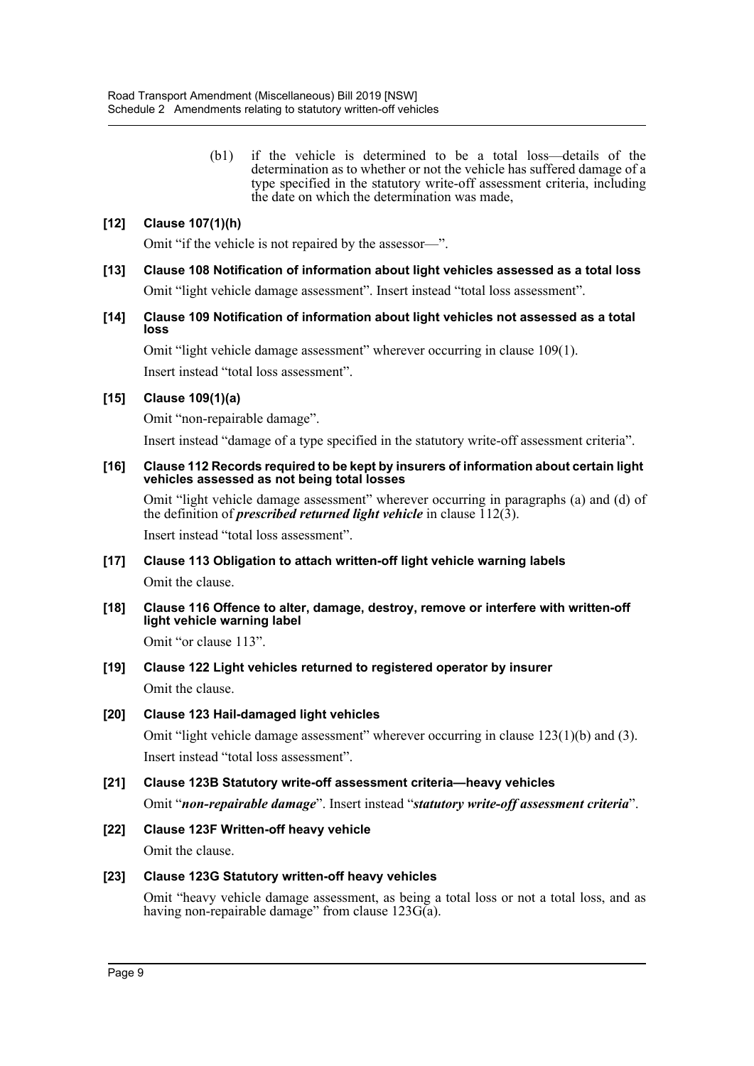(b1) if the vehicle is determined to be a total loss—details of the determination as to whether or not the vehicle has suffered damage of a type specified in the statutory write-off assessment criteria, including the date on which the determination was made,

### [12] Clause 107(1)(h)

Omit "if the vehicle is not repaired by the assessor—".

### [13] Clause 108 Notification of information about light vehicles assessed as a total loss

Omit "light vehicle damage assessment". Insert instead "total loss assessment".

### [14] Clause 109 Notification of information about light vehicles not assessed as a total loss

Omit "light vehicle damage assessment" wherever occurring in clause 109(1).

Insert instead "total loss assessment".

### [15] Clause 109(1)(a)

Omit "non-repairable damage".

Insert instead "damage of a type specified in the statutory write-off assessment criteria".

### [16] Clause 112 Records required to be kept by insurers of information about certain light vehicles assessed as not being total losses

Omit "light vehicle damage assessment" wherever occurring in paragraphs (a) and (d) of the definition of ***prescribed returned light vehicle*** in clause 112(3).

Insert instead "total loss assessment".

### [17] Clause 113 Obligation to attach written-off light vehicle warning labels

Omit the clause.

### [18] Clause 116 Offence to alter, damage, destroy, remove or interfere with written-off light vehicle warning label

Omit "or clause 113".

### [19] Clause 122 Light vehicles returned to registered operator by insurer

Omit the clause.

### [20] Clause 123 Hail-damaged light vehicles

Omit "light vehicle damage assessment" wherever occurring in clause 123(1)(b) and (3).

Insert instead "total loss assessment".

### [21] Clause 123B Statutory write-off assessment criteria—heavy vehicles

Omit "***non-repairable damage***". Insert instead "***statutory write-off assessment criteria***".

### [22] Clause 123F Written-off heavy vehicle

Omit the clause.

### [23] Clause 123G Statutory written-off heavy vehicles

Omit "heavy vehicle damage assessment, as being a total loss or not a total loss, and as having non-repairable damage" from clause 123G(a).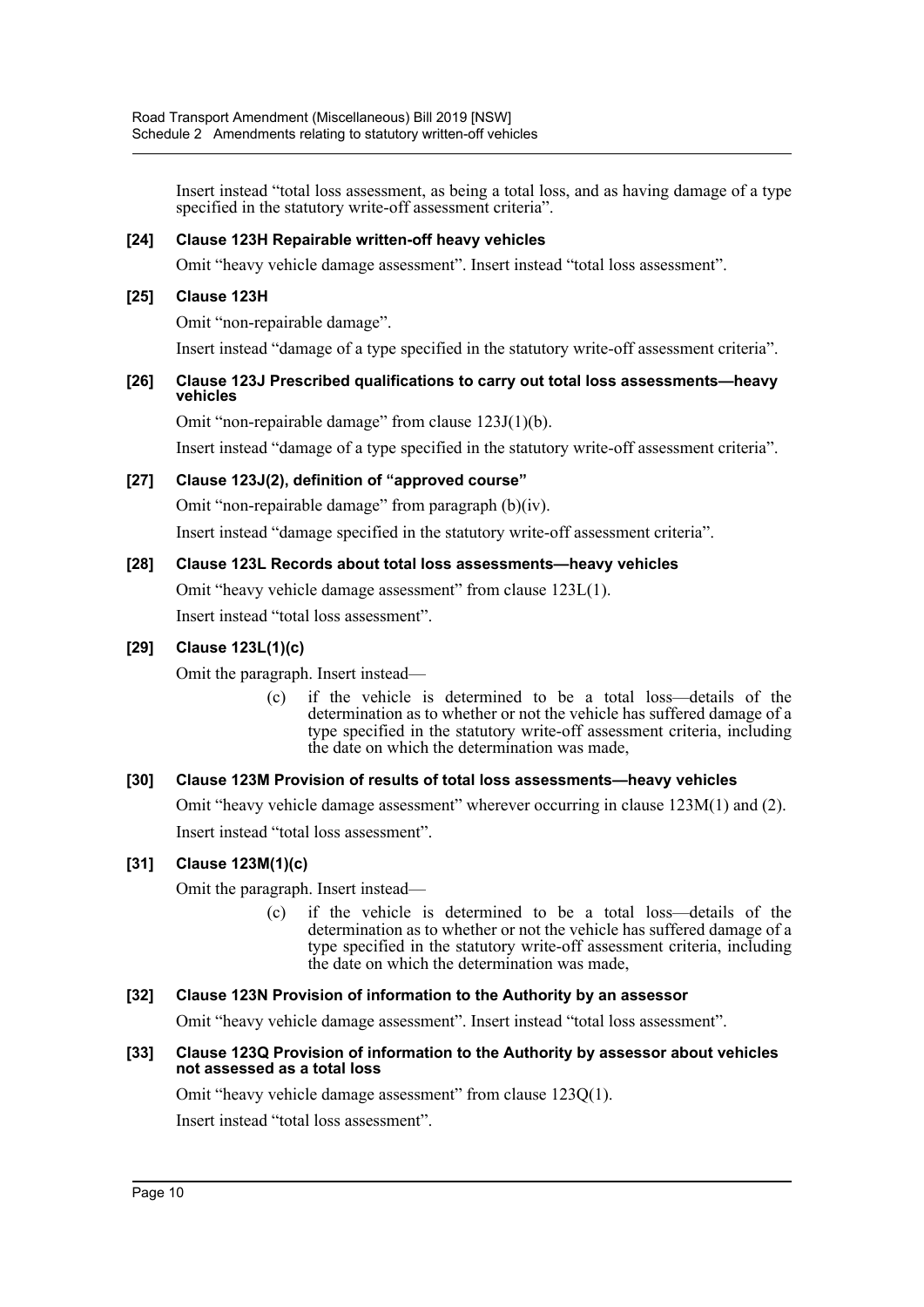Insert instead "total loss assessment, as being a total loss, and as having damage of a type specified in the statutory write-off assessment criteria".

### [24] Clause 123H Repairable written-off heavy vehicles

Omit "heavy vehicle damage assessment". Insert instead "total loss assessment".

### [25] Clause 123H

Omit "non-repairable damage".

Insert instead "damage of a type specified in the statutory write-off assessment criteria".

### [26] Clause 123J Prescribed qualifications to carry out total loss assessments—heavy vehicles

Omit "non-repairable damage" from clause 123J(1)(b).

Insert instead "damage of a type specified in the statutory write-off assessment criteria".

### [27] Clause 123J(2), definition of "approved course"

Omit "non-repairable damage" from paragraph (b)(iv).

Insert instead "damage specified in the statutory write-off assessment criteria".

### [28] Clause 123L Records about total loss assessments—heavy vehicles

Omit "heavy vehicle damage assessment" from clause 123L(1).

Insert instead "total loss assessment".

### [29] Clause 123L(1)(c)

Omit the paragraph. Insert instead—

> (c) if the vehicle is determined to be a total loss—details of the determination as to whether or not the vehicle has suffered damage of a type specified in the statutory write-off assessment criteria, including the date on which the determination was made,

### [30] Clause 123M Provision of results of total loss assessments—heavy vehicles

Omit "heavy vehicle damage assessment" wherever occurring in clause 123M(1) and (2).

Insert instead "total loss assessment".

### [31] Clause 123M(1)(c)

Omit the paragraph. Insert instead—

> (c) if the vehicle is determined to be a total loss—details of the determination as to whether or not the vehicle has suffered damage of a type specified in the statutory write-off assessment criteria, including the date on which the determination was made,

### [32] Clause 123N Provision of information to the Authority by an assessor

Omit "heavy vehicle damage assessment". Insert instead "total loss assessment".

### [33] Clause 123Q Provision of information to the Authority by assessor about vehicles not assessed as a total loss

Omit "heavy vehicle damage assessment" from clause 123Q(1).

Insert instead "total loss assessment".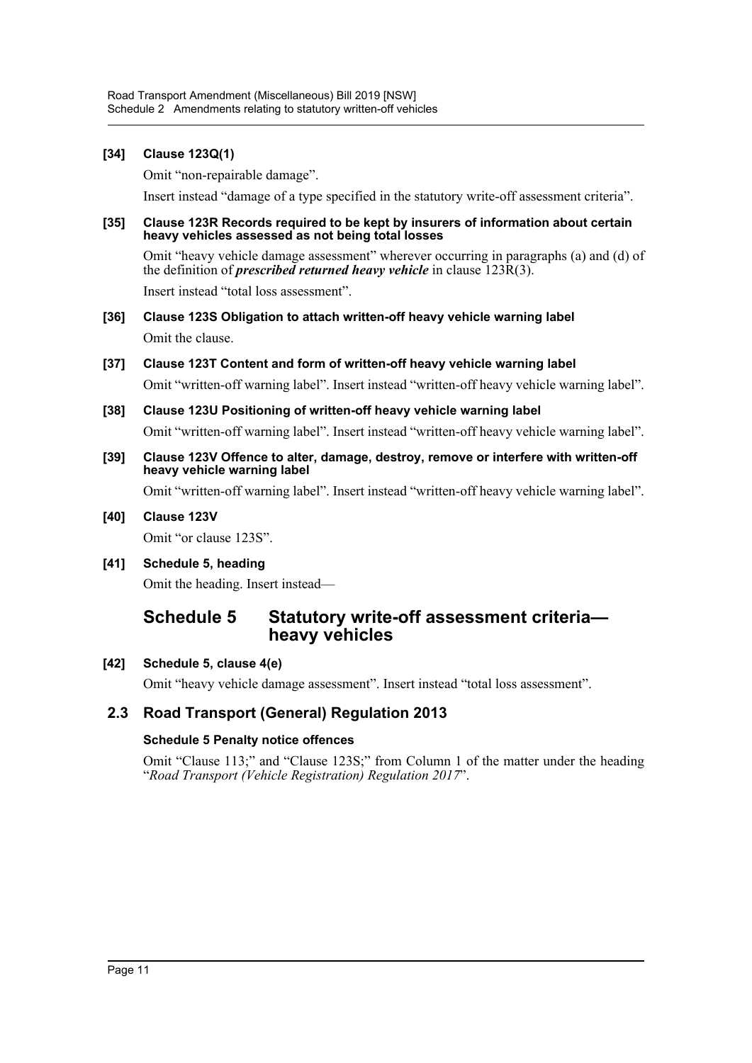**[34] Clause 123Q(1)**

Omit "non-repairable damage".

Insert instead "damage of a type specified in the statutory write-off assessment criteria".

**[35] Clause 123R Records required to be kept by insurers of information about certain heavy vehicles assessed as not being total losses**

Omit "heavy vehicle damage assessment" wherever occurring in paragraphs (a) and (d) of the definition of ***prescribed returned heavy vehicle*** in clause 123R(3).

Insert instead "total loss assessment".

**[36] Clause 123S Obligation to attach written-off heavy vehicle warning label**

Omit the clause.

**[37] Clause 123T Content and form of written-off heavy vehicle warning label**

Omit "written-off warning label". Insert instead "written-off heavy vehicle warning label".

**[38] Clause 123U Positioning of written-off heavy vehicle warning label**

Omit "written-off warning label". Insert instead "written-off heavy vehicle warning label".

**[39] Clause 123V Offence to alter, damage, destroy, remove or interfere with written-off heavy vehicle warning label**

Omit "written-off warning label". Insert instead "written-off heavy vehicle warning label".

**[40] Clause 123V**

Omit "or clause 123S".

**[41] Schedule 5, heading**

Omit the heading. Insert instead—

# Schedule 5 Statutory write-off assessment criteria—heavy vehicles

**[42] Schedule 5, clause 4(e)**

Omit "heavy vehicle damage assessment". Insert instead "total loss assessment".

## 2.3 Road Transport (General) Regulation 2013

**Schedule 5 Penalty notice offences**

Omit "Clause 113;" and "Clause 123S;" from Column 1 of the matter under the heading "*Road Transport (Vehicle Registration) Regulation 2017*".